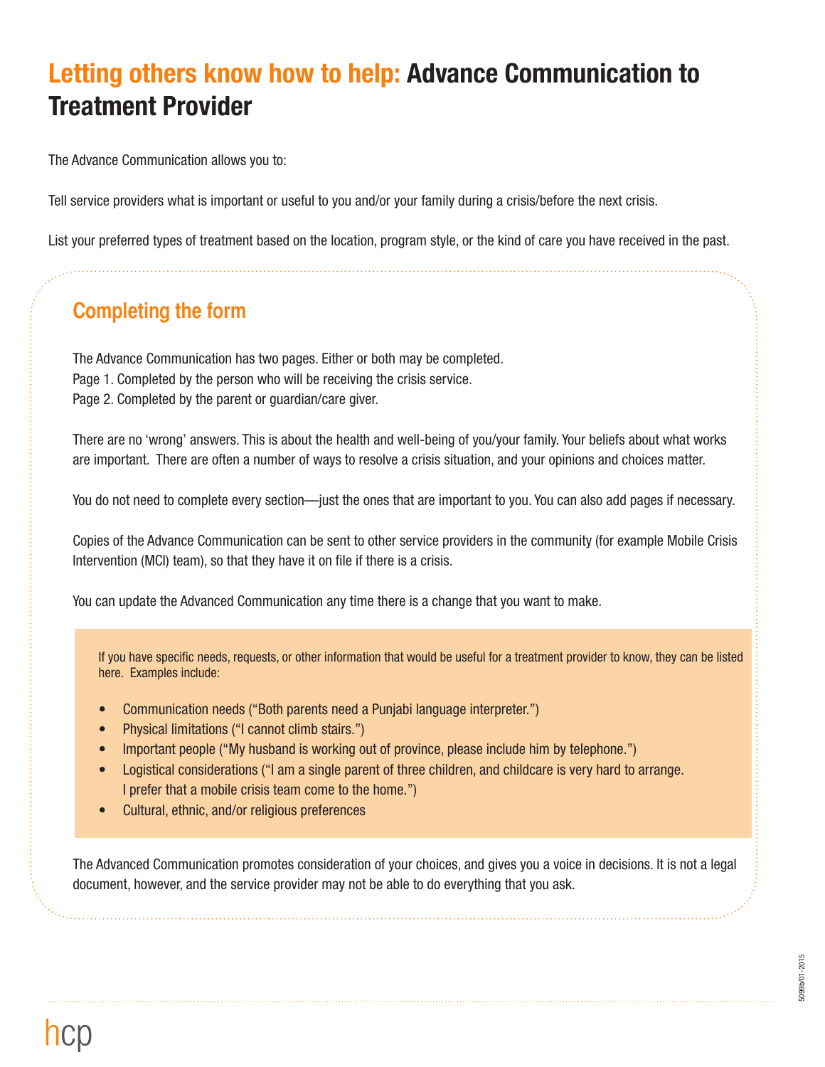# Letting others know how to help: Advance Communication to Treatment Provider

The Advance Communication allows you to:

Tell service providers what is important or useful to you and/or your family during a crisis/before the next crisis.

List your preferred types of treatment based on the location, program style, or the kind of care you have received in the past.

## Completing the form

The Advance Communication has two pages. Either or both may be completed.
Page 1. Completed by the person who will be receiving the crisis service.
Page 2. Completed by the parent or guardian/care giver.

There are no 'wrong' answers. This is about the health and well-being of you/your family. Your beliefs about what works are important. There are often a number of ways to resolve a crisis situation, and your opinions and choices matter.

You do not need to complete every section—just the ones that are important to you. You can also add pages if necessary.

Copies of the Advance Communication can be sent to other service providers in the community (for example Mobile Crisis Intervention (MCI) team), so that they have it on file if there is a crisis.

You can update the Advanced Communication any time there is a change that you want to make.

If you have specific needs, requests, or other information that would be useful for a treatment provider to know, they can be listed here. Examples include:

- Communication needs ("Both parents need a Punjabi language interpreter.")
- Physical limitations ("I cannot climb stairs.")
- Important people ("My husband is working out of province, please include him by telephone.")
- Logistical considerations ("I am a single parent of three children, and childcare is very hard to arrange. I prefer that a mobile crisis team come to the home.")
- Cultural, ethnic, and/or religious preferences

The Advanced Communication promotes consideration of your choices, and gives you a voice in decisions. It is not a legal document, however, and the service provider may not be able to do everything that you ask.

5099b/01-2015

hcp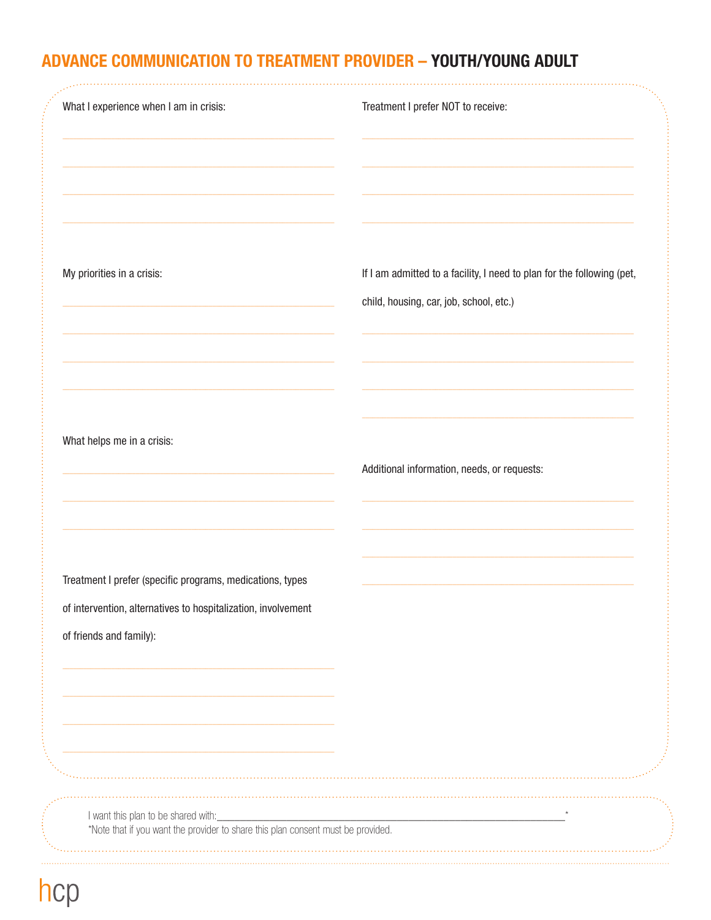# ADVANCE COMMUNICATION TO TREATMENT PROVIDER – YOUTH/YOUNG ADULT

What I experience when I am in crisis:

______________________________________________

______________________________________________

______________________________________________

______________________________________________

My priorities in a crisis:

______________________________________________

______________________________________________

______________________________________________

______________________________________________

What helps me in a crisis:

______________________________________________

______________________________________________

______________________________________________

Treatment I prefer (specific programs, medications, types of intervention, alternatives to hospitalization, involvement of friends and family):

______________________________________________

______________________________________________

______________________________________________

______________________________________________

Treatment I prefer NOT to receive:

______________________________________________

______________________________________________

______________________________________________

______________________________________________

If I am admitted to a facility, I need to plan for the following (pet, child, housing, car, job, school, etc.)

______________________________________________

______________________________________________

______________________________________________

______________________________________________

Additional information, needs, or requests:

______________________________________________

______________________________________________

______________________________________________

______________________________________________

I want this plan to be shared with:_______________________________________________________________*

*Note that if you want the provider to share this plan consent must be provided.

hcp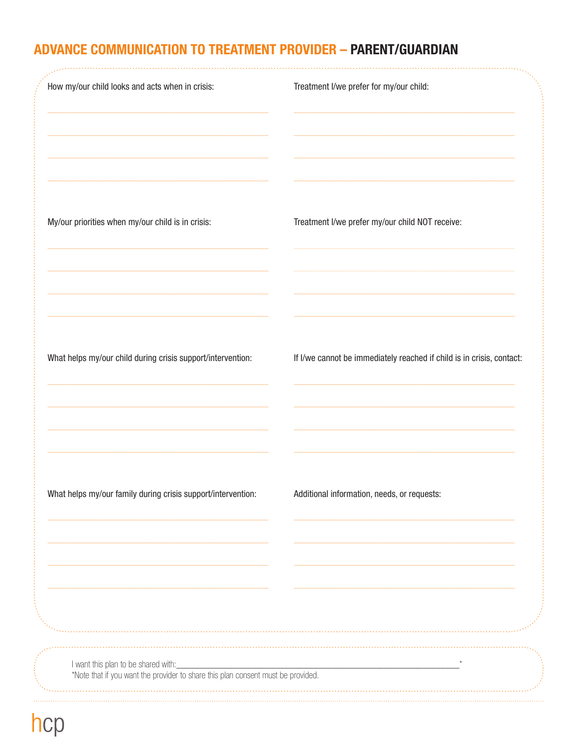## ADVANCE COMMUNICATION TO TREATMENT PROVIDER – **PARENT/GUARDIAN**

How my/our child looks and acts when in crisis:

_______________________________________________

_______________________________________________

_______________________________________________

_______________________________________________

Treatment I/we prefer for my/our child:

_______________________________________________

_______________________________________________

_______________________________________________

_______________________________________________

My/our priorities when my/our child is in crisis:

_______________________________________________

_______________________________________________

_______________________________________________

_______________________________________________

Treatment I/we prefer my/our child NOT receive:

_______________________________________________

_______________________________________________

_______________________________________________

_______________________________________________

What helps my/our child during crisis support/intervention:

_______________________________________________

_______________________________________________

_______________________________________________

_______________________________________________

If I/we cannot be immediately reached if child is in crisis, contact:

_______________________________________________

_______________________________________________

_______________________________________________

_______________________________________________

What helps my/our family during crisis support/intervention:

_______________________________________________

_______________________________________________

_______________________________________________

_______________________________________________

Additional information, needs, or requests:

_______________________________________________

_______________________________________________

_______________________________________________

_______________________________________________

I want this plan to be shared with:________________________________________________________________*

*Note that if you want the provider to share this plan consent must be provided.

hcp